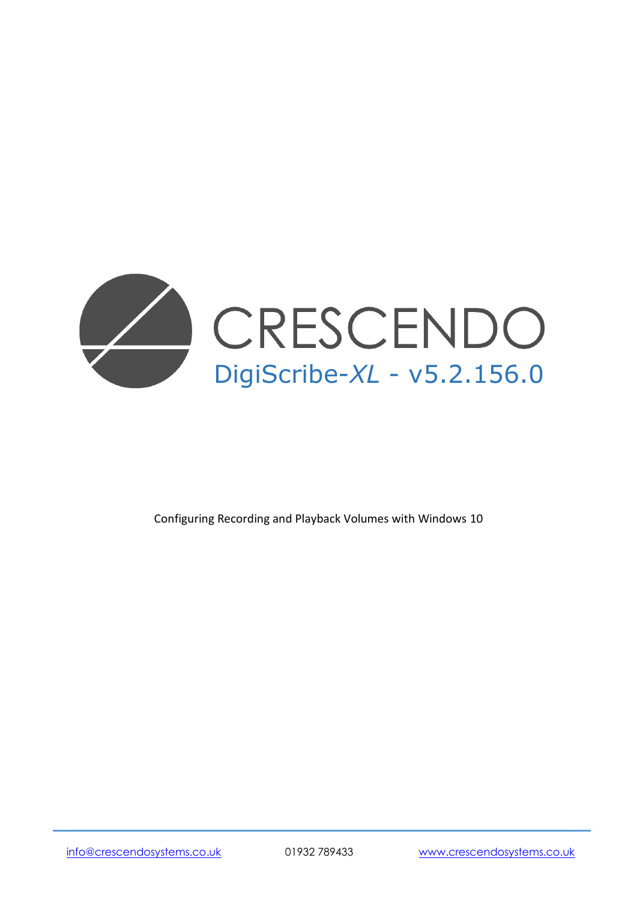# CRESCENDO

## DigiScribe-*XL* - v5.2.156.0

Configuring Recording and Playback Volumes with Windows 10

info@crescendosystems.co.uk 01932 789433 www.crescendosystems.co.uk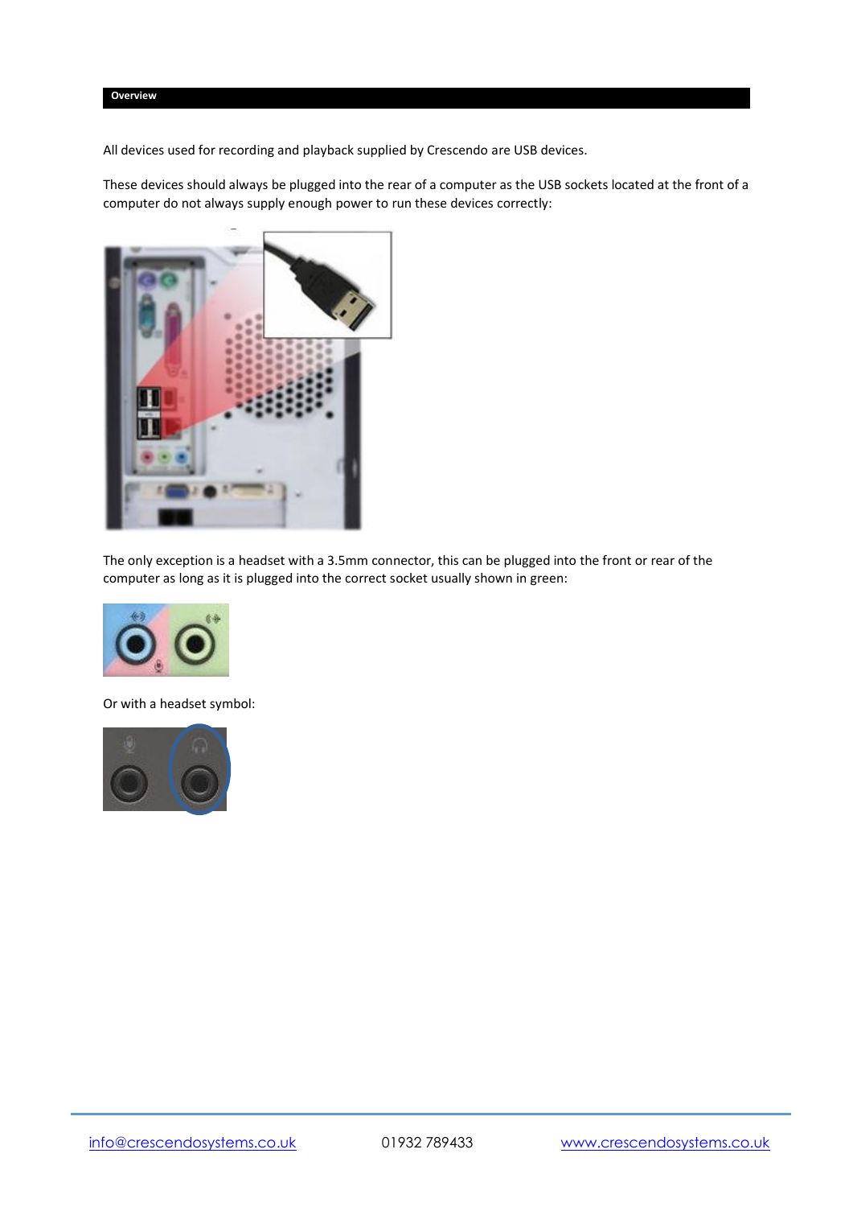## Overview

All devices used for recording and playback supplied by Crescendo are USB devices.

These devices should always be plugged into the rear of a computer as the USB sockets located at the front of a computer do not always supply enough power to run these devices correctly:

The only exception is a headset with a 3.5mm connector, this can be plugged into the front or rear of the computer as long as it is plugged into the correct socket usually shown in green:

Or with a headset symbol: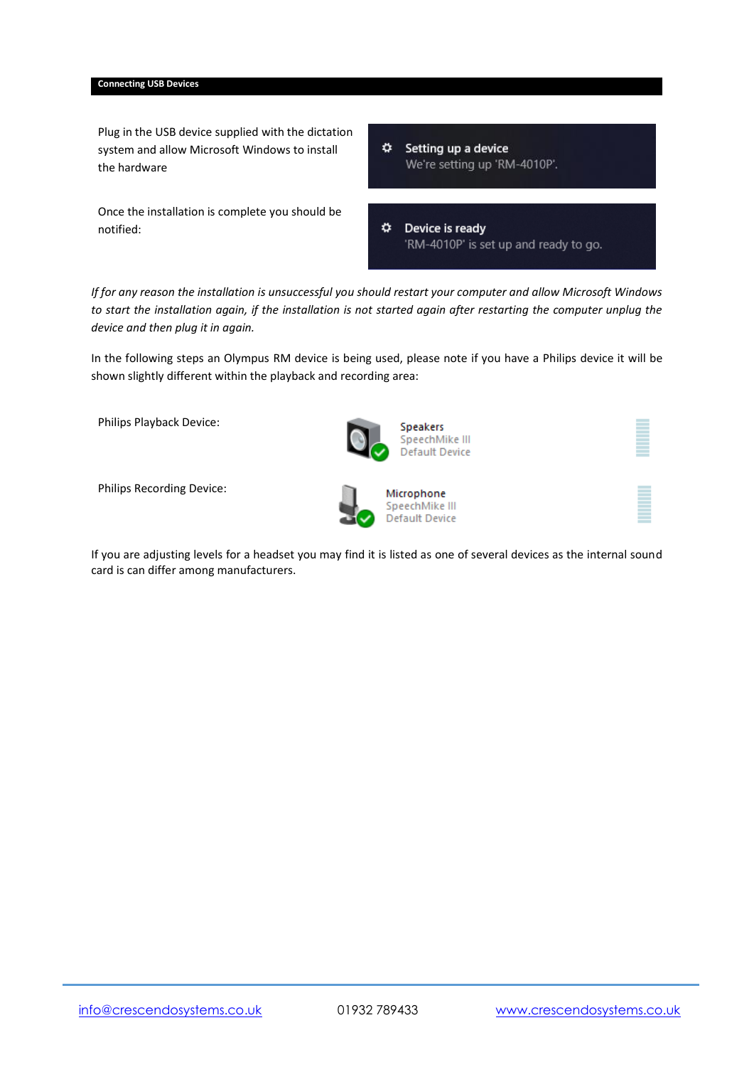## Connecting USB Devices

Plug in the USB device supplied with the dictation system and allow Microsoft Windows to install the hardware

Setting up a device
We're setting up 'RM-4010P'.

Once the installation is complete you should be notified:

Device is ready
'RM-4010P' is set up and ready to go.

*If for any reason the installation is unsuccessful you should restart your computer and allow Microsoft Windows to start the installation again, if the installation is not started again after restarting the computer unplug the device and then plug it in again.*

In the following steps an Olympus RM device is being used, please note if you have a Philips device it will be shown slightly different within the playback and recording area:

Philips Playback Device:

Speakers
SpeechMike III
Default Device

Philips Recording Device:

Microphone
SpeechMike III
Default Device

If you are adjusting levels for a headset you may find it is listed as one of several devices as the internal sound card is can differ among manufacturers.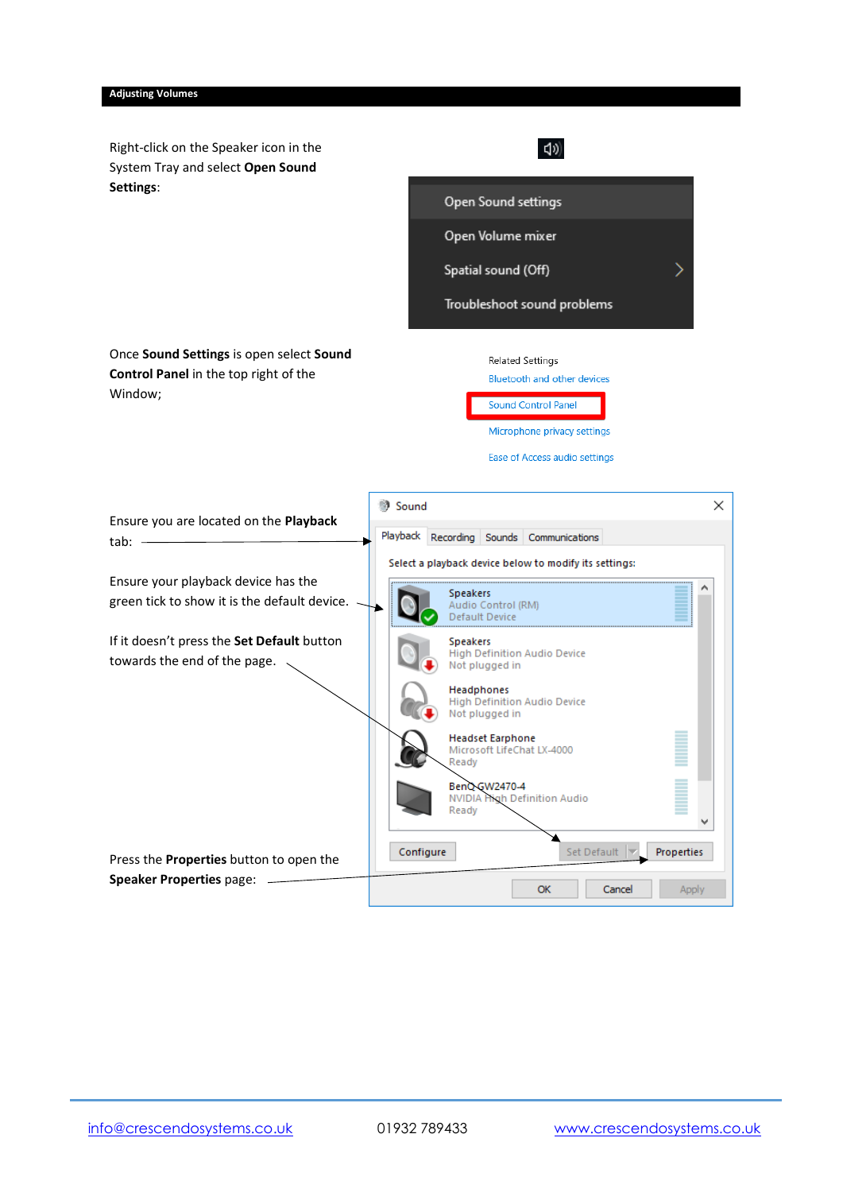## Adjusting Volumes

Right-click on the Speaker icon in the System Tray and select **Open Sound Settings**:

Open Sound settings

Open Volume mixer

Spatial sound (Off)

Troubleshoot sound problems

Once **Sound Settings** is open select **Sound Control Panel** in the top right of the Window;

Related Settings

Bluetooth and other devices

Sound Control Panel

Microphone privacy settings

Ease of Access audio settings

Ensure you are located on the **Playback** tab:

Ensure your playback device has the green tick to show it is the default device.

If it doesn't press the **Set Default** button towards the end of the page.

Press the **Properties** button to open the **Speaker Properties** page: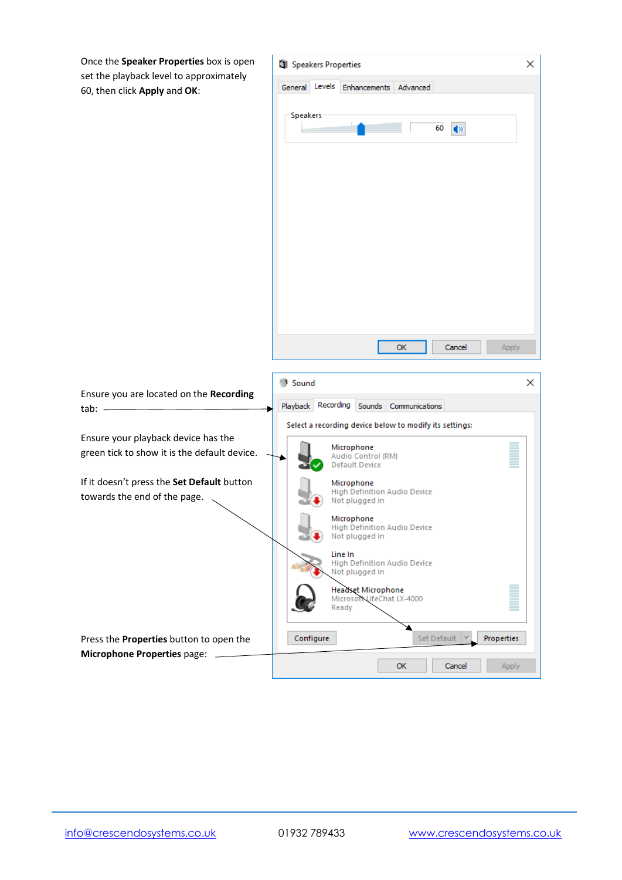Once the **Speaker Properties** box is open set the playback level to approximately 60, then click **Apply** and **OK**:

Speakers Properties

General | Levels | Enhancements | Advanced

Speakers

60

OK | Cancel | Apply

Ensure you are located on the **Recording** tab:

Ensure your playback device has the green tick to show it is the default device.

If it doesn't press the **Set Default** button towards the end of the page.

Press the **Properties** button to open the **Microphone Properties** page:

Sound

Playback | Recording | Sounds | Communications

Select a recording device below to modify its settings:

Microphone
Audio Control (RM)
Default Device

Microphone
High Definition Audio Device
Not plugged in

Microphone
High Definition Audio Device
Not plugged in

Line In
High Definition Audio Device
Not plugged in

Headset Microphone
Microsoft LifeChat LX-4000
Ready

Configure | Set Default | Properties

OK | Cancel | Apply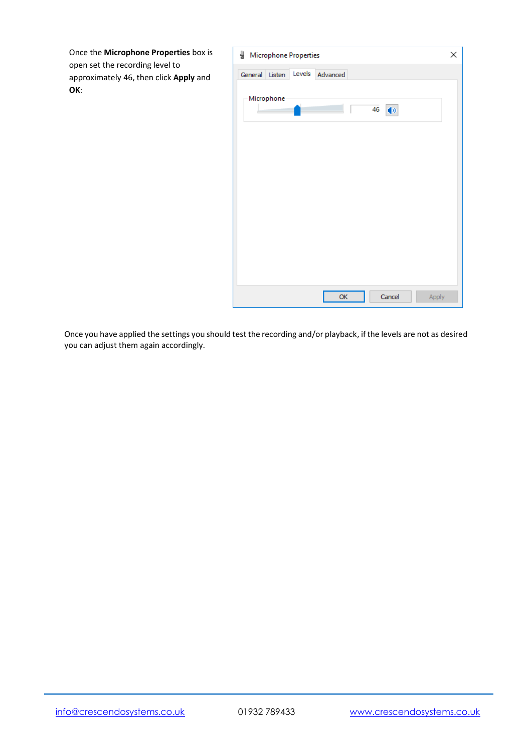Once the **Microphone Properties** box is open set the recording level to approximately 46, then click **Apply** and **OK**:

Once you have applied the settings you should test the recording and/or playback, if the levels are not as desired you can adjust them again accordingly.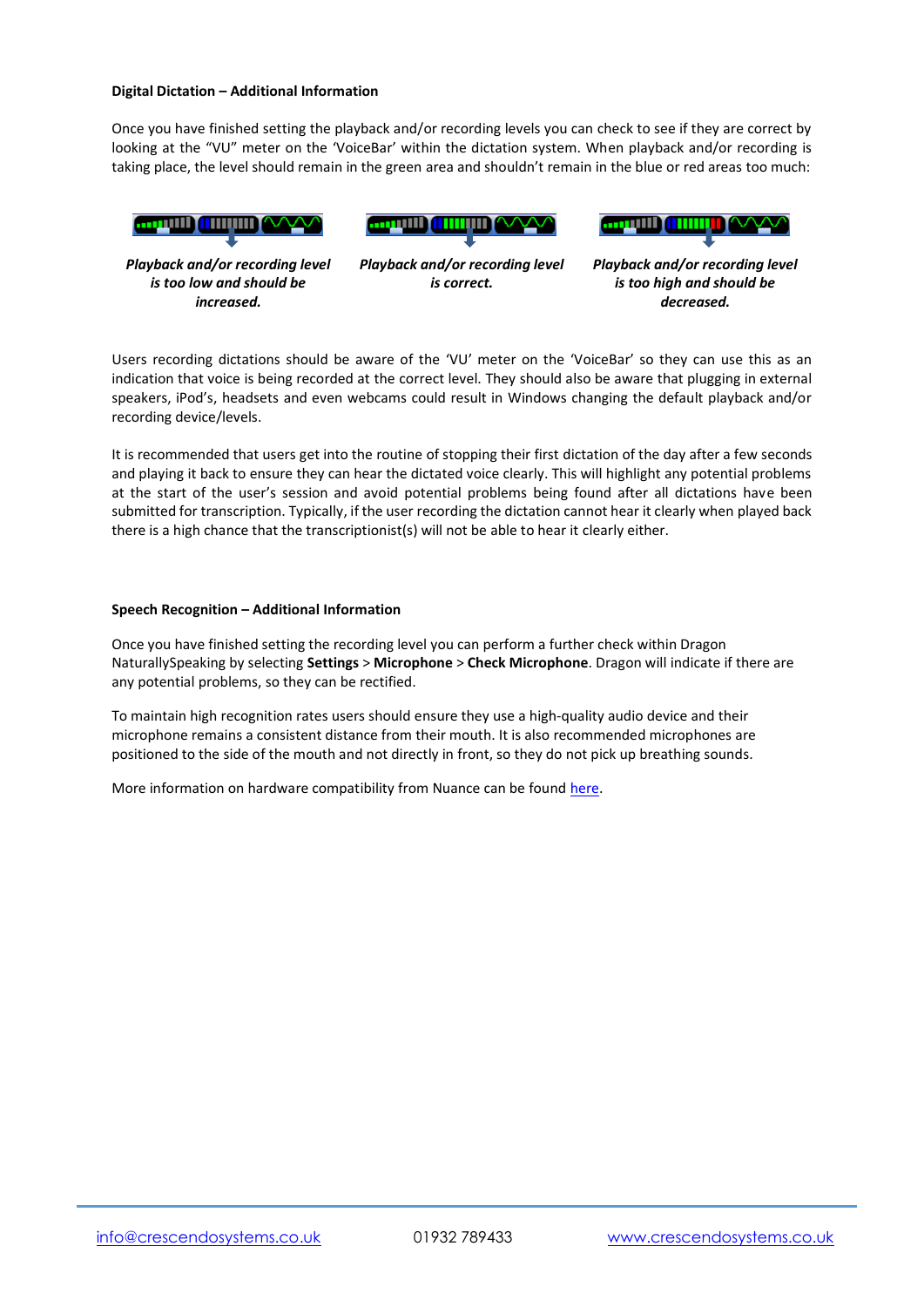**Digital Dictation – Additional Information**

Once you have finished setting the playback and/or recording levels you can check to see if they are correct by looking at the "VU" meter on the 'VoiceBar' within the dictation system. When playback and/or recording is taking place, the level should remain in the green area and shouldn't remain in the blue or red areas too much:

| | | |
|---|---|---|
| ***Playback and/or recording level is too low and should be increased.*** | ***Playback and/or recording level is correct.*** | ***Playback and/or recording level is too high and should be decreased.*** |

Users recording dictations should be aware of the 'VU' meter on the 'VoiceBar' so they can use this as an indication that voice is being recorded at the correct level. They should also be aware that plugging in external speakers, iPod's, headsets and even webcams could result in Windows changing the default playback and/or recording device/levels.

It is recommended that users get into the routine of stopping their first dictation of the day after a few seconds and playing it back to ensure they can hear the dictated voice clearly. This will highlight any potential problems at the start of the user's session and avoid potential problems being found after all dictations have been submitted for transcription. Typically, if the user recording the dictation cannot hear it clearly when played back there is a high chance that the transcriptionist(s) will not be able to hear it clearly either.

**Speech Recognition – Additional Information**

Once you have finished setting the recording level you can perform a further check within Dragon NaturallySpeaking by selecting **Settings** > **Microphone** > **Check Microphone**. Dragon will indicate if there are any potential problems, so they can be rectified.

To maintain high recognition rates users should ensure they use a high-quality audio device and their microphone remains a consistent distance from their mouth. It is also recommended microphones are positioned to the side of the mouth and not directly in front, so they do not pick up breathing sounds.

More information on hardware compatibility from Nuance can be found here.